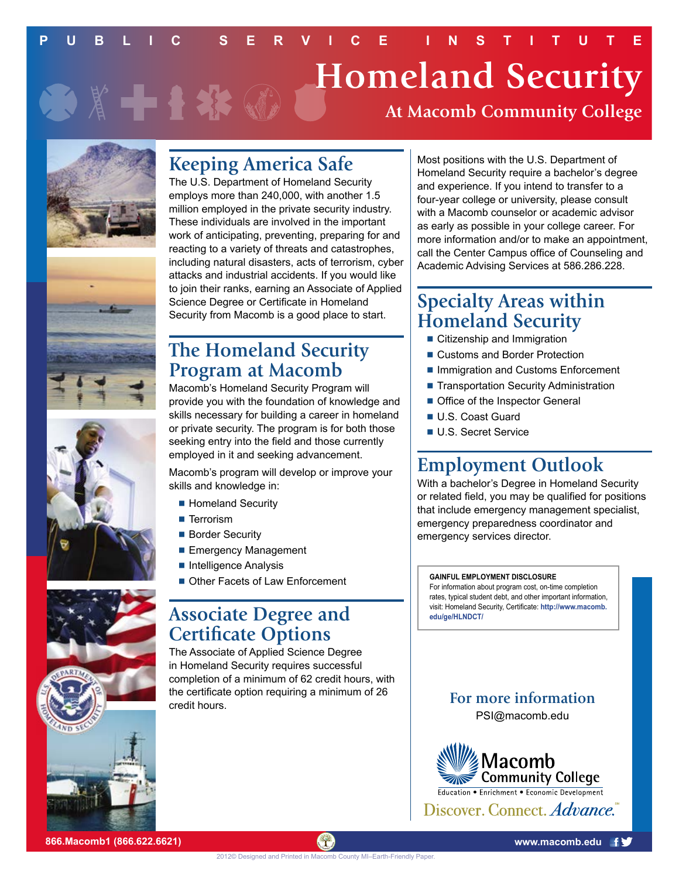PUBLIC SERVICE INSTITUTE

# Homeland Security

## At Macomb Community College

## Keeping America Safe

The U.S. Department of Homeland Security employs more than 240,000, with another 1.5 million employed in the private security industry. These individuals are involved in the important work of anticipating, preventing, preparing for and reacting to a variety of threats and catastrophes, including natural disasters, acts of terrorism, cyber attacks and industrial accidents. If you would like to join their ranks, earning an Associate of Applied Science Degree or Certificate in Homeland Security from Macomb is a good place to start.

## The Homeland Security Program at Macomb

Macomb's Homeland Security Program will provide you with the foundation of knowledge and skills necessary for building a career in homeland or private security. The program is for both those seeking entry into the field and those currently employed in it and seeking advancement.

Macomb's program will develop or improve your skills and knowledge in:

- Homeland Security
- Terrorism
- Border Security
- Emergency Management
- Intelligence Analysis
- Other Facets of Law Enforcement

## Associate Degree and Certificate Options

The Associate of Applied Science Degree in Homeland Security requires successful completion of a minimum of 62 credit hours, with the certificate option requiring a minimum of 26 credit hours.

Most positions with the U.S. Department of Homeland Security require a bachelor's degree and experience. If you intend to transfer to a four-year college or university, please consult with a Macomb counselor or academic advisor as early as possible in your college career. For more information and/or to make an appointment, call the Center Campus office of Counseling and Academic Advising Services at 586.286.228.

## Specialty Areas within Homeland Security

- Citizenship and Immigration
- Customs and Border Protection
- Immigration and Customs Enforcement
- Transportation Security Administration
- Office of the Inspector General
- U.S. Coast Guard
- U.S. Secret Service

## Employment Outlook

With a bachelor's Degree in Homeland Security or related field, you may be qualified for positions that include emergency management specialist, emergency preparedness coordinator and emergency services director.

**GAINFUL EMPLOYMENT DISCLOSURE**
For information about program cost, on-time completion rates, typical student debt, and other important information, visit: Homeland Security, Certificate: **http://www.macomb.edu/ge/HLNDCT/**

### For more information

PSI@macomb.edu

Macomb Community College
Education • Enrichment • Economic Development
Discover. Connect. *Advance.*

866.Macomb1 (866.622.6621)

www.macomb.edu

2012© Designed and Printed in Macomb County MI–Earth-Friendly Paper.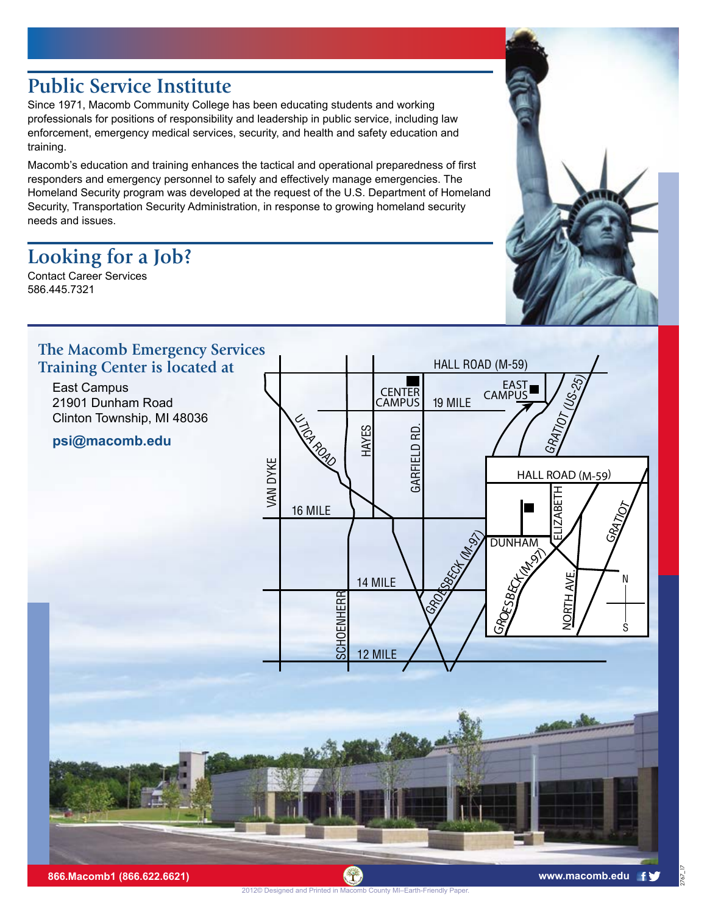## Public Service Institute

Since 1971, Macomb Community College has been educating students and working professionals for positions of responsibility and leadership in public service, including law enforcement, emergency medical services, security, and health and safety education and training.

Macomb's education and training enhances the tactical and operational preparedness of first responders and emergency personnel to safely and effectively manage emergencies. The Homeland Security program was developed at the request of the U.S. Department of Homeland Security, Transportation Security Administration, in response to growing homeland security needs and issues.

## Looking for a Job?

Contact Career Services
586.445.7321

### The Macomb Emergency Services Training Center is located at

East Campus
21901 Dunham Road
Clinton Township, MI 48036

**psi@macomb.edu**

HALL ROAD (M-59)
CENTER CAMPUS
EAST CAMPUS
19 MILE
GRATIOT (US-25)
UTICA ROAD
HAYES
GARFIELD RD.
VAN DYKE
16 MILE
14 MILE
SCHOENHERR
12 MILE
GROESBECK (M-97)
HALL ROAD (M-59)
ELIZABETH
DUNHAM
GRATIOT
GROESBECK (M-97)
NORTH AVE.
N
S

**866.Macomb1 (866.622.6621)**

**www.macomb.edu**

2012© Designed and Printed in Macomb County MI–Earth-Friendly Paper.

2767_17